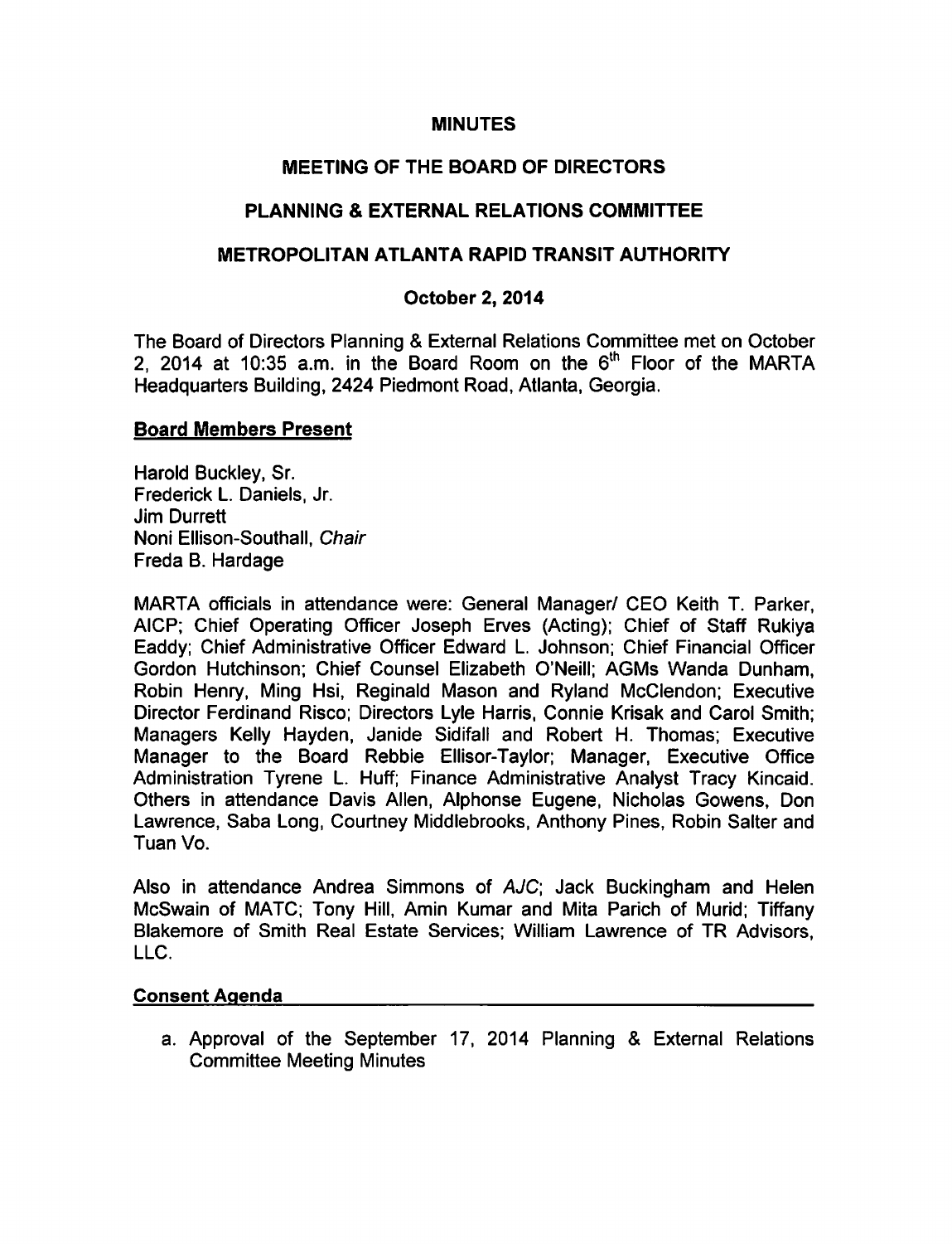# MINUTES

## MEETING OF THE BOARD OF DIRECTORS

## PLANNING & EXTERNAL RELATIONS COMMITTEE

## METROPOLITAN ATLANTA RAPID TRANSIT AUTHORITY

### October 2, 2014

The Board of Directors Planning & External Relations Committee met on October 2, 2014 at 10:35 a.m. in the Board Room on the 6th Floor of the MARTA Headquarters Building, 2424 Piedmont Road, Atlanta, Georgia.

**Board Members Present**

Harold Buckley, Sr.
Frederick L. Daniels, Jr.
Jim Durrett
Noni Ellison-Southall, *Chair*
Freda B. Hardage

MARTA officials in attendance were: General Manager/ CEO Keith T. Parker, AICP; Chief Operating Officer Joseph Erves (Acting); Chief of Staff Rukiya Eaddy; Chief Administrative Officer Edward L. Johnson; Chief Financial Officer Gordon Hutchinson; Chief Counsel Elizabeth O'Neill; AGMs Wanda Dunham, Robin Henry, Ming Hsi, Reginald Mason and Ryland McClendon; Executive Director Ferdinand Risco; Directors Lyle Harris, Connie Krisak and Carol Smith; Managers Kelly Hayden, Janide Sidifall and Robert H. Thomas; Executive Manager to the Board Rebbie Ellisor-Taylor; Manager, Executive Office Administration Tyrene L. Huff; Finance Administrative Analyst Tracy Kincaid. Others in attendance Davis Allen, Alphonse Eugene, Nicholas Gowens, Don Lawrence, Saba Long, Courtney Middlebrooks, Anthony Pines, Robin Salter and Tuan Vo.

Also in attendance Andrea Simmons of *AJC*; Jack Buckingham and Helen McSwain of MATC; Tony Hill, Amin Kumar and Mita Parich of Murid; Tiffany Blakemore of Smith Real Estate Services; William Lawrence of TR Advisors, LLC.

**Consent Agenda**

a. Approval of the September 17, 2014 Planning & External Relations Committee Meeting Minutes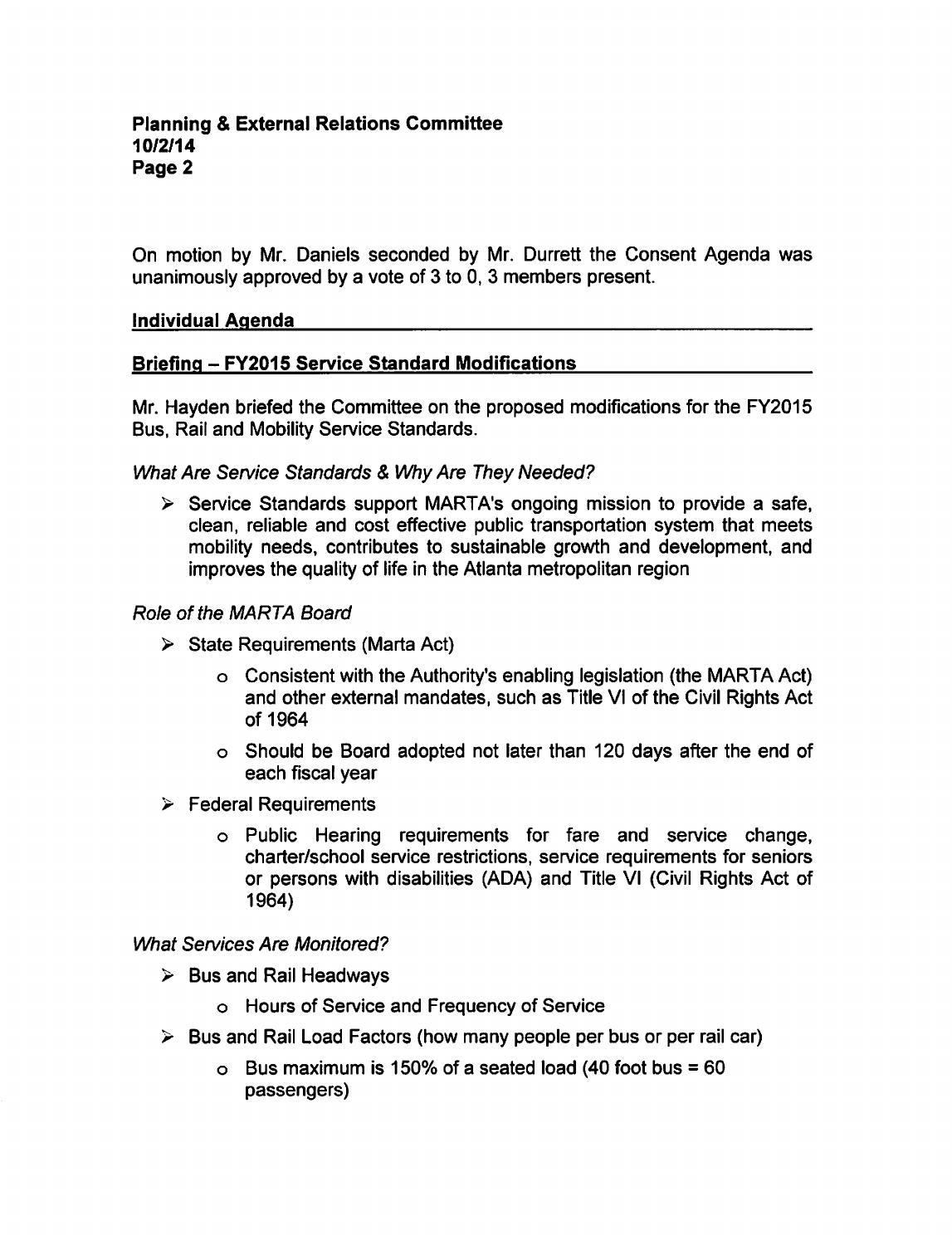On motion by Mr. Daniels seconded by Mr. Durrett the Consent Agenda was unanimously approved by a vote of 3 to 0, 3 members present.

## Individual Agenda

## Briefing – FY2015 Service Standard Modifications

Mr. Hayden briefed the Committee on the proposed modifications for the FY2015 Bus, Rail and Mobility Service Standards.

*What Are Service Standards & Why Are They Needed?*

- Service Standards support MARTA's ongoing mission to provide a safe, clean, reliable and cost effective public transportation system that meets mobility needs, contributes to sustainable growth and development, and improves the quality of life in the Atlanta metropolitan region

*Role of the MARTA Board*

- State Requirements (Marta Act)
  - Consistent with the Authority's enabling legislation (the MARTA Act) and other external mandates, such as Title VI of the Civil Rights Act of 1964
  - Should be Board adopted not later than 120 days after the end of each fiscal year
- Federal Requirements
  - Public Hearing requirements for fare and service change, charter/school service restrictions, service requirements for seniors or persons with disabilities (ADA) and Title VI (Civil Rights Act of 1964)

*What Services Are Monitored?*

- Bus and Rail Headways
  - Hours of Service and Frequency of Service
- Bus and Rail Load Factors (how many people per bus or per rail car)
  - Bus maximum is 150% of a seated load (40 foot bus = 60 passengers)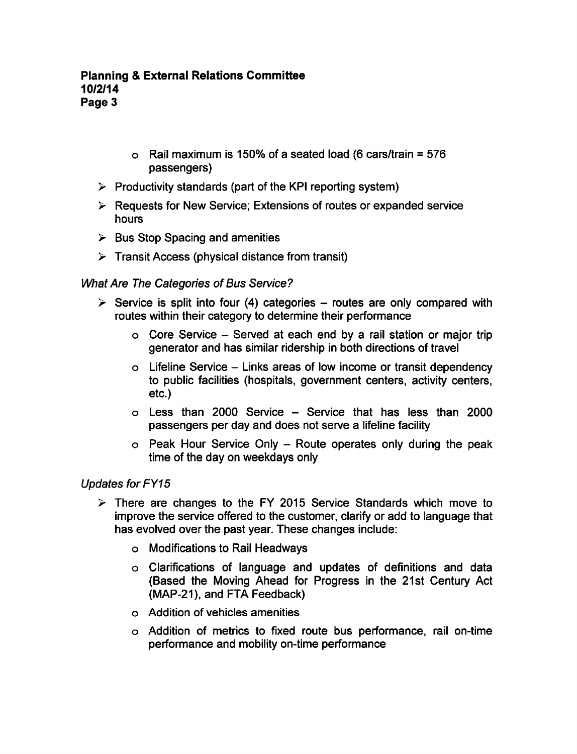- Rail maximum is 150% of a seated load (6 cars/train = 576 passengers)
- Productivity standards (part of the KPI reporting system)
- Requests for New Service; Extensions of routes or expanded service hours
- Bus Stop Spacing and amenities
- Transit Access (physical distance from transit)

*What Are The Categories of Bus Service?*

- Service is split into four (4) categories – routes are only compared with routes within their category to determine their performance
  - Core Service – Served at each end by a rail station or major trip generator and has similar ridership in both directions of travel
  - Lifeline Service – Links areas of low income or transit dependency to public facilities (hospitals, government centers, activity centers, etc.)
  - Less than 2000 Service – Service that has less than 2000 passengers per day and does not serve a lifeline facility
  - Peak Hour Service Only – Route operates only during the peak time of the day on weekdays only

*Updates for FY15*

- There are changes to the FY 2015 Service Standards which move to improve the service offered to the customer, clarify or add to language that has evolved over the past year. These changes include:
  - Modifications to Rail Headways
  - Clarifications of language and updates of definitions and data (Based the Moving Ahead for Progress in the 21st Century Act (MAP-21), and FTA Feedback)
  - Addition of vehicles amenities
  - Addition of metrics to fixed route bus performance, rail on-time performance and mobility on-time performance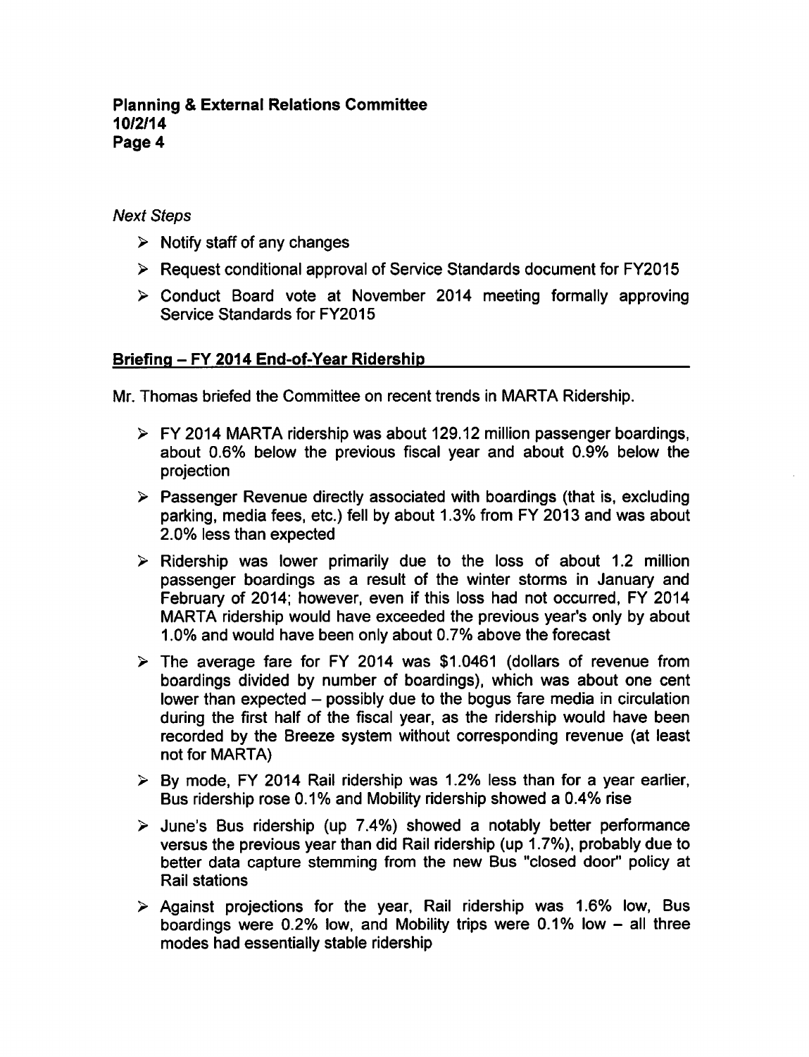*Next Steps*

- Notify staff of any changes
- Request conditional approval of Service Standards document for FY2015
- Conduct Board vote at November 2014 meeting formally approving Service Standards for FY2015

## Briefing – FY 2014 End-of-Year Ridership

Mr. Thomas briefed the Committee on recent trends in MARTA Ridership.

- FY 2014 MARTA ridership was about 129.12 million passenger boardings, about 0.6% below the previous fiscal year and about 0.9% below the projection
- Passenger Revenue directly associated with boardings (that is, excluding parking, media fees, etc.) fell by about 1.3% from FY 2013 and was about 2.0% less than expected
- Ridership was lower primarily due to the loss of about 1.2 million passenger boardings as a result of the winter storms in January and February of 2014; however, even if this loss had not occurred, FY 2014 MARTA ridership would have exceeded the previous year's only by about 1.0% and would have been only about 0.7% above the forecast
- The average fare for FY 2014 was $1.0461 (dollars of revenue from boardings divided by number of boardings), which was about one cent lower than expected – possibly due to the bogus fare media in circulation during the first half of the fiscal year, as the ridership would have been recorded by the Breeze system without corresponding revenue (at least not for MARTA)
- By mode, FY 2014 Rail ridership was 1.2% less than for a year earlier, Bus ridership rose 0.1% and Mobility ridership showed a 0.4% rise
- June's Bus ridership (up 7.4%) showed a notably better performance versus the previous year than did Rail ridership (up 1.7%), probably due to better data capture stemming from the new Bus "closed door" policy at Rail stations
- Against projections for the year, Rail ridership was 1.6% low, Bus boardings were 0.2% low, and Mobility trips were 0.1% low – all three modes had essentially stable ridership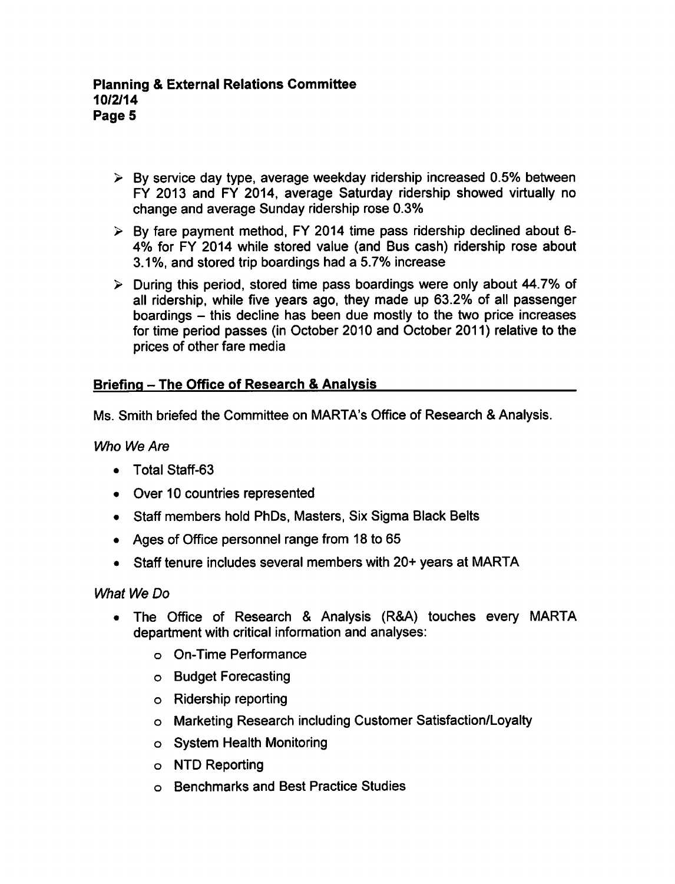- By service day type, average weekday ridership increased 0.5% between FY 2013 and FY 2014, average Saturday ridership showed virtually no change and average Sunday ridership rose 0.3%
- By fare payment method, FY 2014 time pass ridership declined about 6-4% for FY 2014 while stored value (and Bus cash) ridership rose about 3.1%, and stored trip boardings had a 5.7% increase
- During this period, stored time pass boardings were only about 44.7% of all ridership, while five years ago, they made up 63.2% of all passenger boardings – this decline has been due mostly to the two price increases for time period passes (in October 2010 and October 2011) relative to the prices of other fare media

## Briefing – The Office of Research & Analysis

Ms. Smith briefed the Committee on MARTA's Office of Research & Analysis.

*Who We Are*

- Total Staff-63
- Over 10 countries represented
- Staff members hold PhDs, Masters, Six Sigma Black Belts
- Ages of Office personnel range from 18 to 65
- Staff tenure includes several members with 20+ years at MARTA

*What We Do*

- The Office of Research & Analysis (R&A) touches every MARTA department with critical information and analyses:
  - On-Time Performance
  - Budget Forecasting
  - Ridership reporting
  - Marketing Research including Customer Satisfaction/Loyalty
  - System Health Monitoring
  - NTD Reporting
  - Benchmarks and Best Practice Studies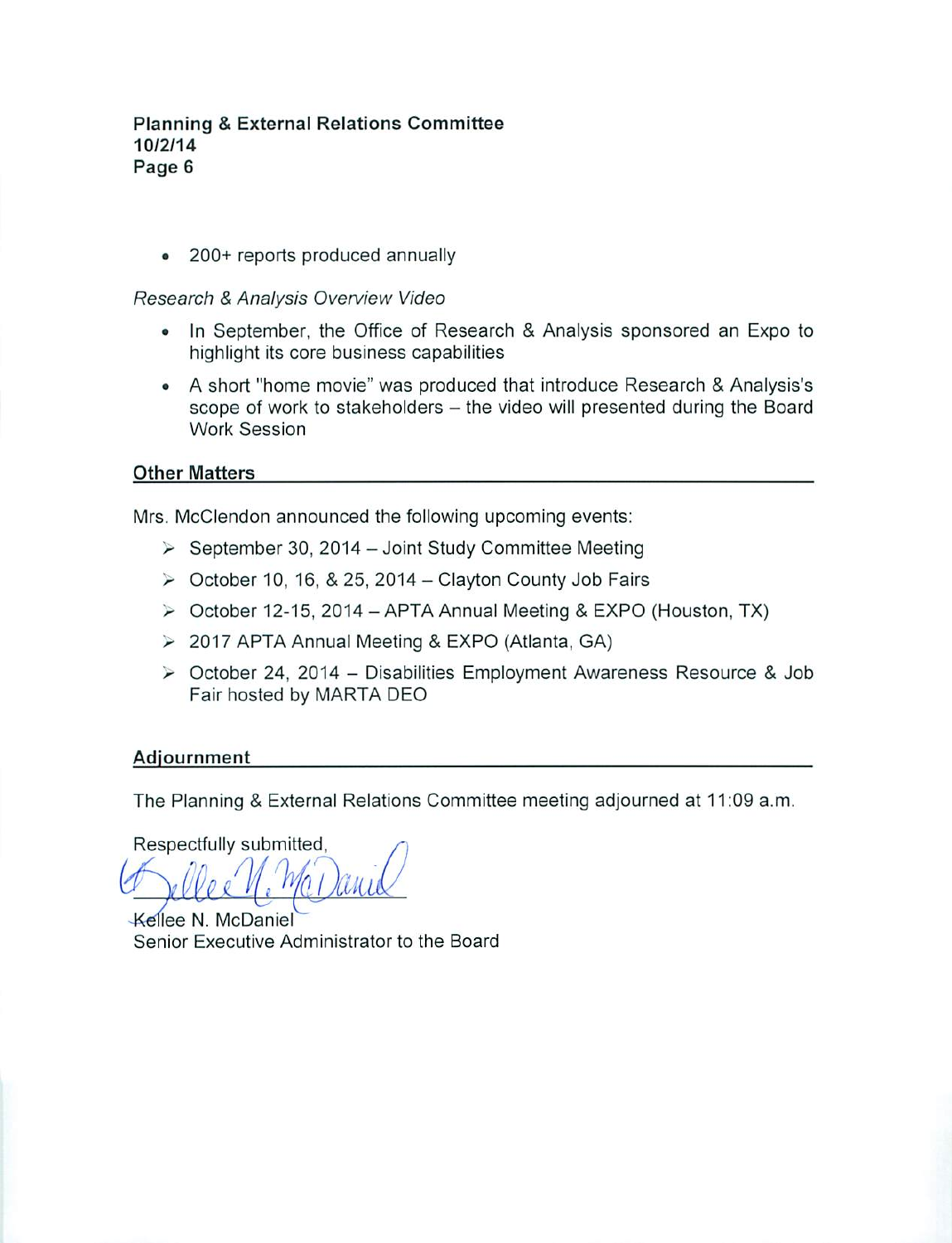- 200+ reports produced annually

*Research & Analysis Overview Video*

- In September, the Office of Research & Analysis sponsored an Expo to highlight its core business capabilities
- A short "home movie" was produced that introduce Research & Analysis's scope of work to stakeholders – the video will presented during the Board Work Session

## Other Matters

Mrs. McClendon announced the following upcoming events:

- September 30, 2014 – Joint Study Committee Meeting
- October 10, 16, & 25, 2014 – Clayton County Job Fairs
- October 12-15, 2014 – APTA Annual Meeting & EXPO (Houston, TX)
- 2017 APTA Annual Meeting & EXPO (Atlanta, GA)
- October 24, 2014 – Disabilities Employment Awareness Resource & Job Fair hosted by MARTA DEO

## Adjournment

The Planning & External Relations Committee meeting adjourned at 11:09 a.m.

Respectfully submitted,

Kellee N. McDaniel
Senior Executive Administrator to the Board